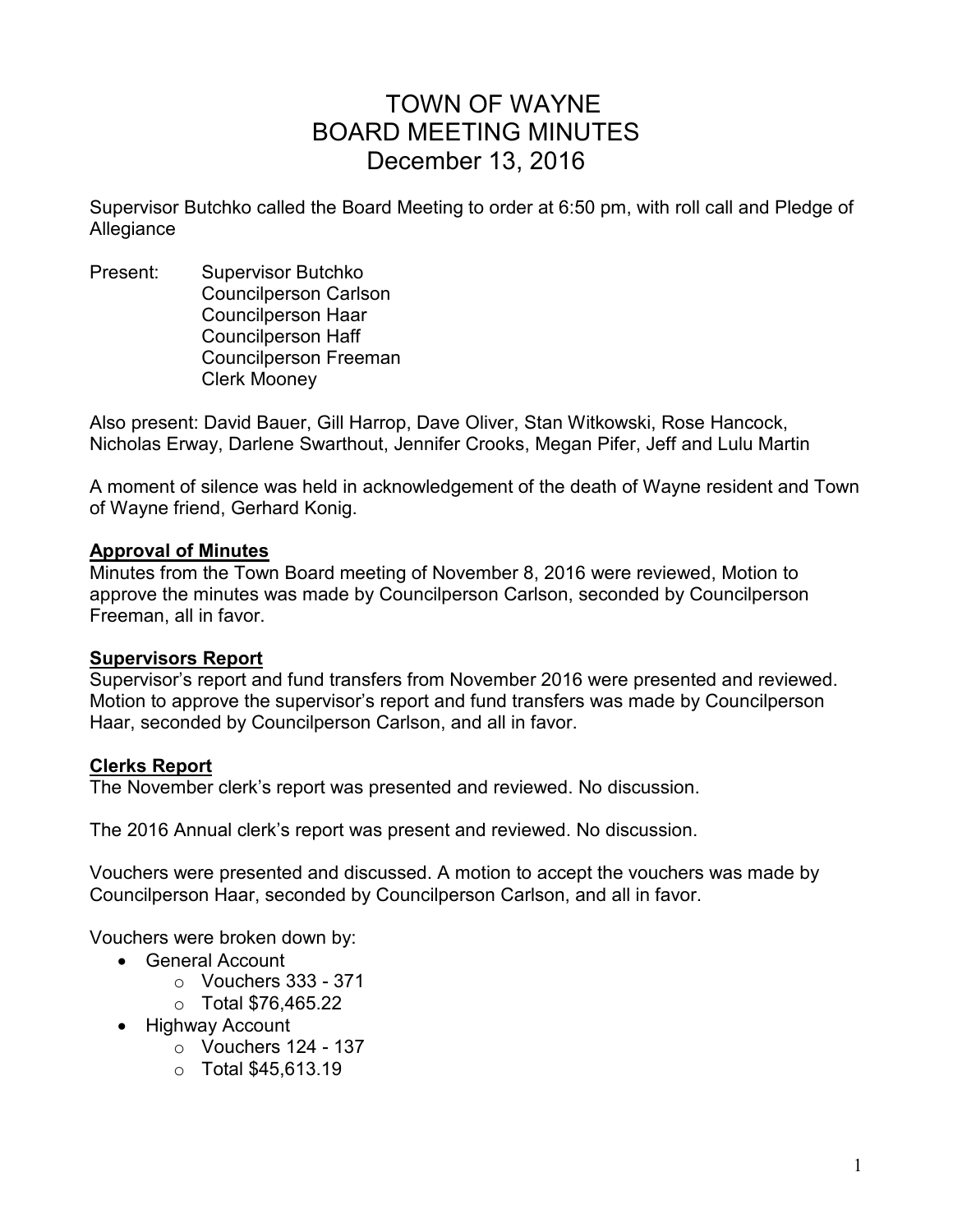# TOWN OF WAYNE
# BOARD MEETING MINUTES
# December 13, 2016

Supervisor Butchko called the Board Meeting to order at 6:50 pm, with roll call and Pledge of Allegiance

Present: Supervisor Butchko
Councilperson Carlson
Councilperson Haar
Councilperson Haff
Councilperson Freeman
Clerk Mooney

Also present: David Bauer, Gill Harrop, Dave Oliver, Stan Witkowski, Rose Hancock, Nicholas Erway, Darlene Swarthout, Jennifer Crooks, Megan Pifer, Jeff and Lulu Martin

A moment of silence was held in acknowledgement of the death of Wayne resident and Town of Wayne friend, Gerhard Konig.

**Approval of Minutes**

Minutes from the Town Board meeting of November 8, 2016 were reviewed, Motion to approve the minutes was made by Councilperson Carlson, seconded by Councilperson Freeman, all in favor.

**Supervisors Report**

Supervisor's report and fund transfers from November 2016 were presented and reviewed. Motion to approve the supervisor's report and fund transfers was made by Councilperson Haar, seconded by Councilperson Carlson, and all in favor.

**Clerks Report**

The November clerk's report was presented and reviewed. No discussion.

The 2016 Annual clerk's report was present and reviewed. No discussion.

Vouchers were presented and discussed. A motion to accept the vouchers was made by Councilperson Haar, seconded by Councilperson Carlson, and all in favor.

Vouchers were broken down by:

- General Account
  - Vouchers 333 - 371
  - Total $76,465.22
- Highway Account
  - Vouchers 124 - 137
  - Total $45,613.19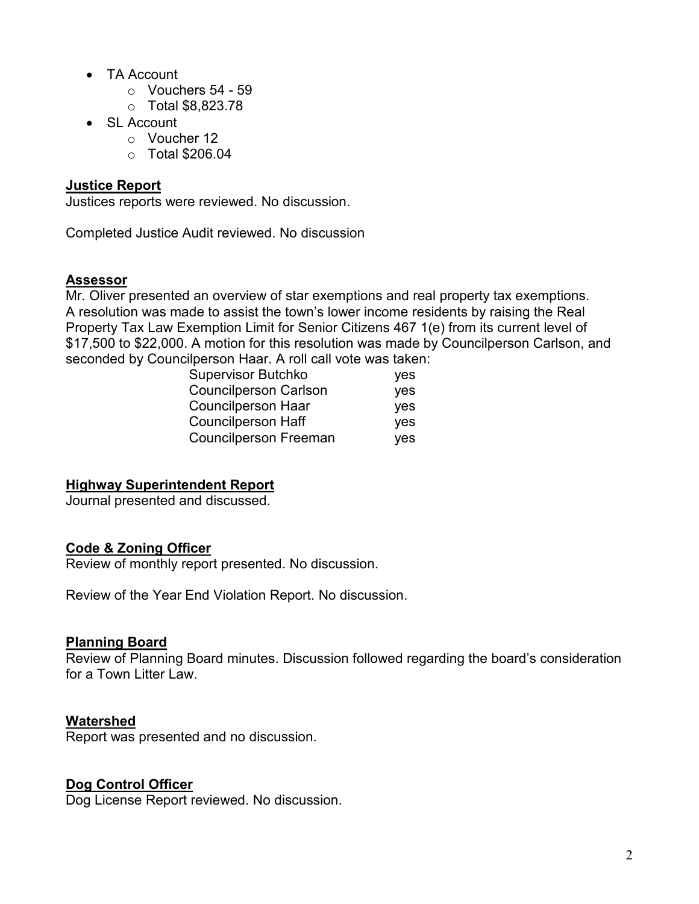- TA Account
  - Vouchers 54 - 59
  - Total $8,823.78
- SL Account
  - Voucher 12
  - Total $206.04

**Justice Report**

Justices reports were reviewed. No discussion.

Completed Justice Audit reviewed. No discussion

**Assessor**

Mr. Oliver presented an overview of star exemptions and real property tax exemptions. A resolution was made to assist the town's lower income residents by raising the Real Property Tax Law Exemption Limit for Senior Citizens 467 1(e) from its current level of $17,500 to $22,000. A motion for this resolution was made by Councilperson Carlson, and seconded by Councilperson Haar. A roll call vote was taken:

| | |
|---|---|
| Supervisor Butchko | yes |
| Councilperson Carlson | yes |
| Councilperson Haar | yes |
| Councilperson Haff | yes |
| Councilperson Freeman | yes |

**Highway Superintendent Report**

Journal presented and discussed.

**Code & Zoning Officer**

Review of monthly report presented. No discussion.

Review of the Year End Violation Report. No discussion.

**Planning Board**

Review of Planning Board minutes. Discussion followed regarding the board's consideration for a Town Litter Law.

**Watershed**

Report was presented and no discussion.

**Dog Control Officer**

Dog License Report reviewed. No discussion.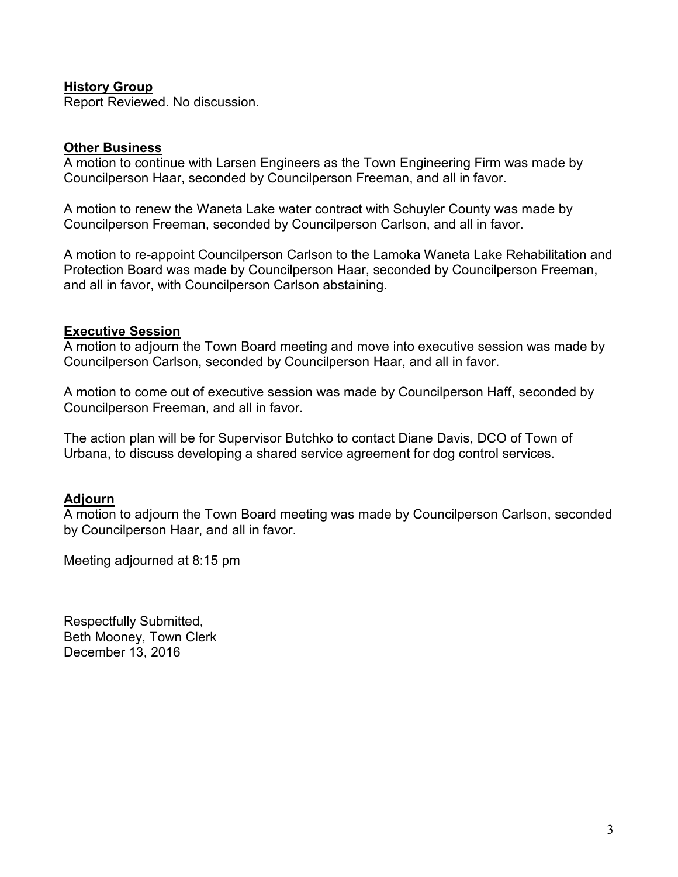**History Group**

Report Reviewed. No discussion.

**Other Business**

A motion to continue with Larsen Engineers as the Town Engineering Firm was made by Councilperson Haar, seconded by Councilperson Freeman, and all in favor.

A motion to renew the Waneta Lake water contract with Schuyler County was made by Councilperson Freeman, seconded by Councilperson Carlson, and all in favor.

A motion to re-appoint Councilperson Carlson to the Lamoka Waneta Lake Rehabilitation and Protection Board was made by Councilperson Haar, seconded by Councilperson Freeman, and all in favor, with Councilperson Carlson abstaining.

**Executive Session**

A motion to adjourn the Town Board meeting and move into executive session was made by Councilperson Carlson, seconded by Councilperson Haar, and all in favor.

A motion to come out of executive session was made by Councilperson Haff, seconded by Councilperson Freeman, and all in favor.

The action plan will be for Supervisor Butchko to contact Diane Davis, DCO of Town of Urbana, to discuss developing a shared service agreement for dog control services.

**Adjourn**

A motion to adjourn the Town Board meeting was made by Councilperson Carlson, seconded by Councilperson Haar, and all in favor.

Meeting adjourned at 8:15 pm

Respectfully Submitted,
Beth Mooney, Town Clerk
December 13, 2016